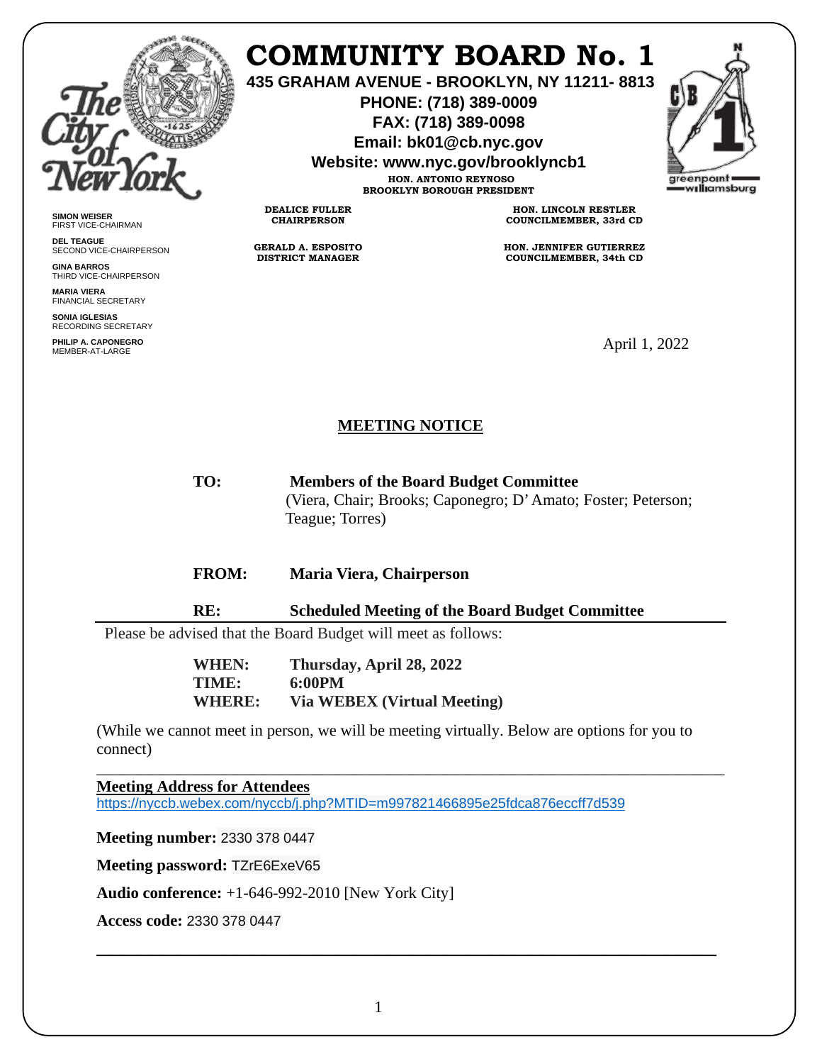# COMMUNITY BOARD No. 1

**435 GRAHAM AVENUE - BROOKLYN, NY 11211- 8813**
**PHONE: (718) 389-0009**
**FAX: (718) 389-0098**
**Email: bk01@cb.nyc.gov**
**Website: www.nyc.gov/brooklyncb1**

**HON. ANTONIO REYNOSO**
**BROOKLYN BOROUGH PRESIDENT**

**DEALICE FULLER**
**CHAIRPERSON**

**GERALD A. ESPOSITO**
**DISTRICT MANAGER**

**HON. LINCOLN RESTLER**
**COUNCILMEMBER, 33rd CD**

**HON. JENNIFER GUTIERREZ**
**COUNCILMEMBER, 34th CD**

**SIMON WEISER**
FIRST VICE-CHAIRMAN

**DEL TEAGUE**
SECOND VICE-CHAIRPERSON

**GINA BARROS**
THIRD VICE-CHAIRPERSON

**MARIA VIERA**
FINANCIAL SECRETARY

**SONIA IGLESIAS**
RECORDING SECRETARY

**PHILIP A. CAPONEGRO**
MEMBER-AT-LARGE

April 1, 2022

## MEETING NOTICE

**TO:** **Members of the Board Budget Committee**
(Viera, Chair; Brooks; Caponegro; D'Amato; Foster; Peterson; Teague; Torres)

**FROM:** **Maria Viera, Chairperson**

**RE:** **Scheduled Meeting of the Board Budget Committee**

Please be advised that the Board Budget will meet as follows:

**WHEN:** **Thursday, April 28, 2022**
**TIME:** **6:00PM**
**WHERE:** **Via WEBEX (Virtual Meeting)**

(While we cannot meet in person, we will be meeting virtually. Below are options for you to connect)

---

**Meeting Address for Attendees**
https://nyccb.webex.com/nyccb/j.php?MTID=m997821466895e25fdca876eccff7d539

**Meeting number:** 2330 378 0447

**Meeting password:** TZrE6ExeV65

**Audio conference:** +1-646-992-2010 [New York City]

**Access code:** 2330 378 0447

---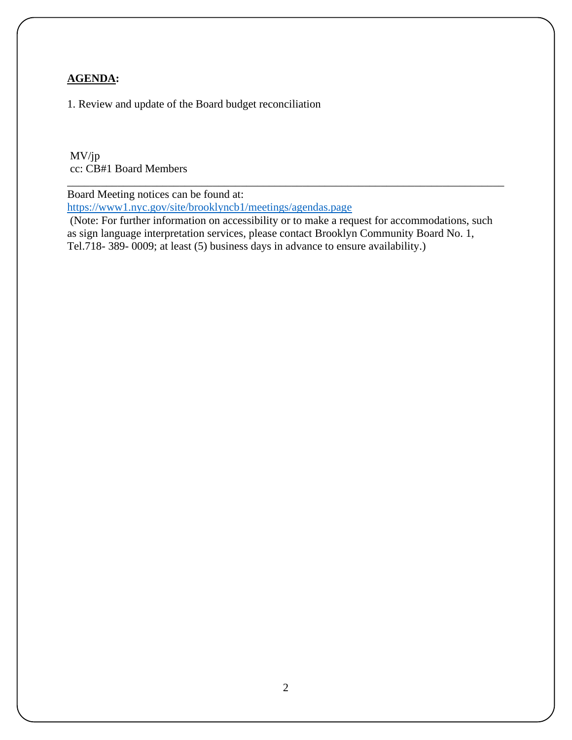**AGENDA:**

1. Review and update of the Board budget reconciliation

MV/jp
cc: CB#1 Board Members

---

Board Meeting notices can be found at:
https://www1.nyc.gov/site/brooklyncb1/meetings/agendas.page
(Note: For further information on accessibility or to make a request for accommodations, such as sign language interpretation services, please contact Brooklyn Community Board No. 1, Tel.718- 389- 0009; at least (5) business days in advance to ensure availability.)